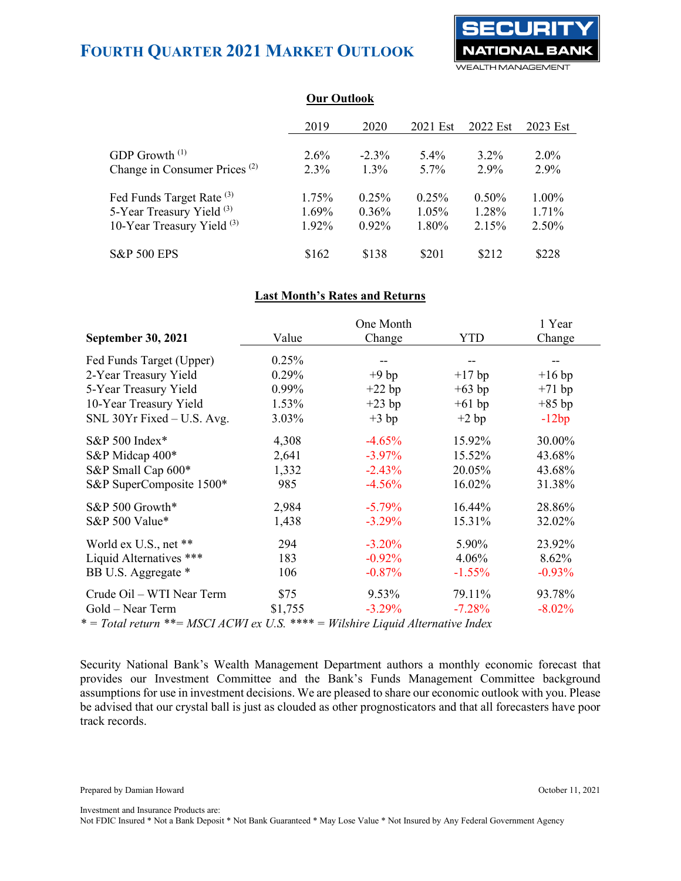# Fourth Quarter 2021 Market Outlook

SECURITY NATIONAL BANK
WEALTH MANAGEMENT

## Our Outlook

| | 2019 | 2020 | 2021 Est | 2022 Est | 2023 Est |
|---|---|---|---|---|---|
| GDP Growth [1] | 2.6% | -2.3% | 5.4% | 3.2% | 2.0% |
| Change in Consumer Prices [2] | 2.3% | 1.3% | 5.7% | 2.9% | 2.9% |
| Fed Funds Target Rate [3] | 1.75% | 0.25% | 0.25% | 0.50% | 1.00% |
| 5-Year Treasury Yield [3] | 1.69% | 0.36% | 1.05% | 1.28% | 1.71% |
| 10-Year Treasury Yield [3] | 1.92% | 0.92% | 1.80% | 2.15% | 2.50% |
| S&P 500 EPS | $162 | $138 | $201 | $212 | $228 |

## Last Month's Rates and Returns

| September 30, 2021 | Value | One Month Change | YTD | 1 Year Change |
|---|---|---|---|---|
| Fed Funds Target (Upper) | 0.25% | -- | -- | -- |
| 2-Year Treasury Yield | 0.29% | +9 bp | +17 bp | +16 bp |
| 5-Year Treasury Yield | 0.99% | +22 bp | +63 bp | +71 bp |
| 10-Year Treasury Yield | 1.53% | +23 bp | +61 bp | +85 bp |
| SNL 30Yr Fixed – U.S. Avg. | 3.03% | +3 bp | +2 bp | -12bp |
| S&P 500 Index* | 4,308 | -4.65% | 15.92% | 30.00% |
| S&P Midcap 400* | 2,641 | -3.97% | 15.52% | 43.68% |
| S&P Small Cap 600* | 1,332 | -2.43% | 20.05% | 43.68% |
| S&P SuperComposite 1500* | 985 | -4.56% | 16.02% | 31.38% |
| S&P 500 Growth* | 2,984 | -5.79% | 16.44% | 28.86% |
| S&P 500 Value* | 1,438 | -3.29% | 15.31% | 32.02% |
| World ex U.S., net ** | 294 | -3.20% | 5.90% | 23.92% |
| Liquid Alternatives *** | 183 | -0.92% | 4.06% | 8.62% |
| BB U.S. Aggregate * | 106 | -0.87% | -1.55% | -0.93% |
| Crude Oil – WTI Near Term | $75 | 9.53% | 79.11% | 93.78% |
| Gold – Near Term | $1,755 | -3.29% | -7.28% | -8.02% |

*\* = Total return \*\*= MSCI ACWI ex U.S. \*\*\*\* = Wilshire Liquid Alternative Index*

Security National Bank's Wealth Management Department authors a monthly economic forecast that provides our Investment Committee and the Bank's Funds Management Committee background assumptions for use in investment decisions. We are pleased to share our economic outlook with you. Please be advised that our crystal ball is just as clouded as other prognosticators and that all forecasters have poor track records.

Prepared by Damian Howard

October 11, 2021

Investment and Insurance Products are:
Not FDIC Insured * Not a Bank Deposit * Not Bank Guaranteed * May Lose Value * Not Insured by Any Federal Government Agency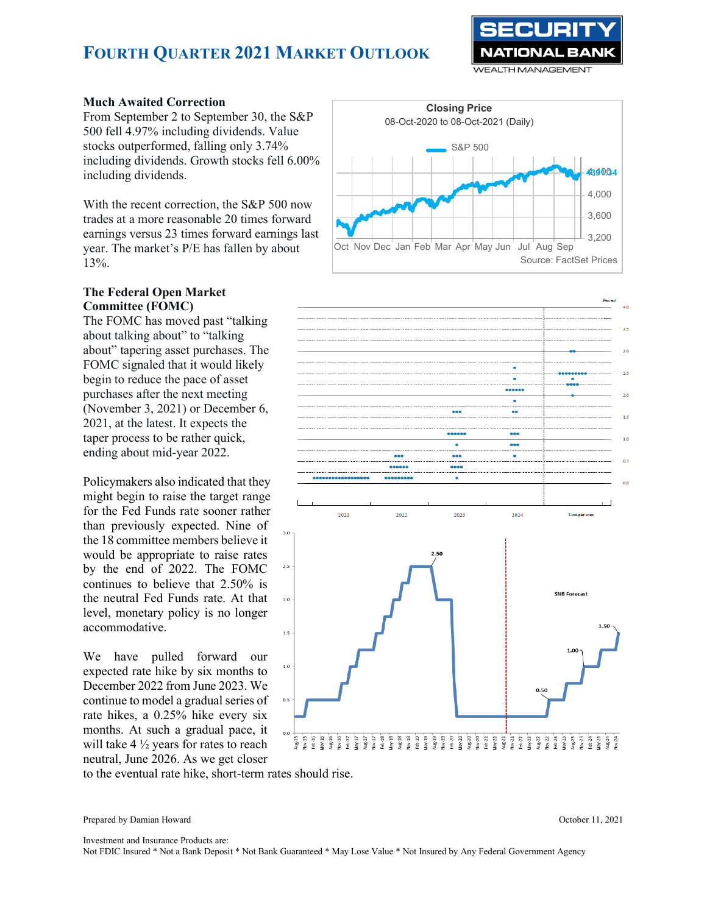# Fourth Quarter 2021 Market Outlook

### Much Awaited Correction

From September 2 to September 30, the S&P 500 fell 4.97% including dividends. Value stocks outperformed, falling only 3.74% including dividends. Growth stocks fell 6.00% including dividends.

With the recent correction, the S&P 500 now trades at a more reasonable 20 times forward earnings versus 23 times forward earnings last year. The market's P/E has fallen by about 13%.

### The Federal Open Market Committee (FOMC)

The FOMC has moved past "talking about talking about" to "talking about" tapering asset purchases. The FOMC signaled that it would likely begin to reduce the pace of asset purchases after the next meeting (November 3, 2021) or December 6, 2021, at the latest. It expects the taper process to be rather quick, ending about mid-year 2022.

Policymakers also indicated that they might begin to raise the target range for the Fed Funds rate sooner rather than previously expected. Nine of the 18 committee members believe it would be appropriate to raise rates by the end of 2022. The FOMC continues to believe that 2.50% is the neutral Fed Funds rate. At that level, monetary policy is no longer accommodative.

We have pulled forward our expected rate hike by six months to December 2022 from June 2023. We continue to model a gradual series of rate hikes, a 0.25% hike every six months. At such a gradual pace, it will take 4 ½ years for rates to reach neutral, June 2026. As we get closer to the eventual rate hike, short-term rates should rise.

Prepared by Damian Howard

October 11, 2021

Investment and Insurance Products are:
Not FDIC Insured * Not a Bank Deposit * Not Bank Guaranteed * May Lose Value * Not Insured by Any Federal Government Agency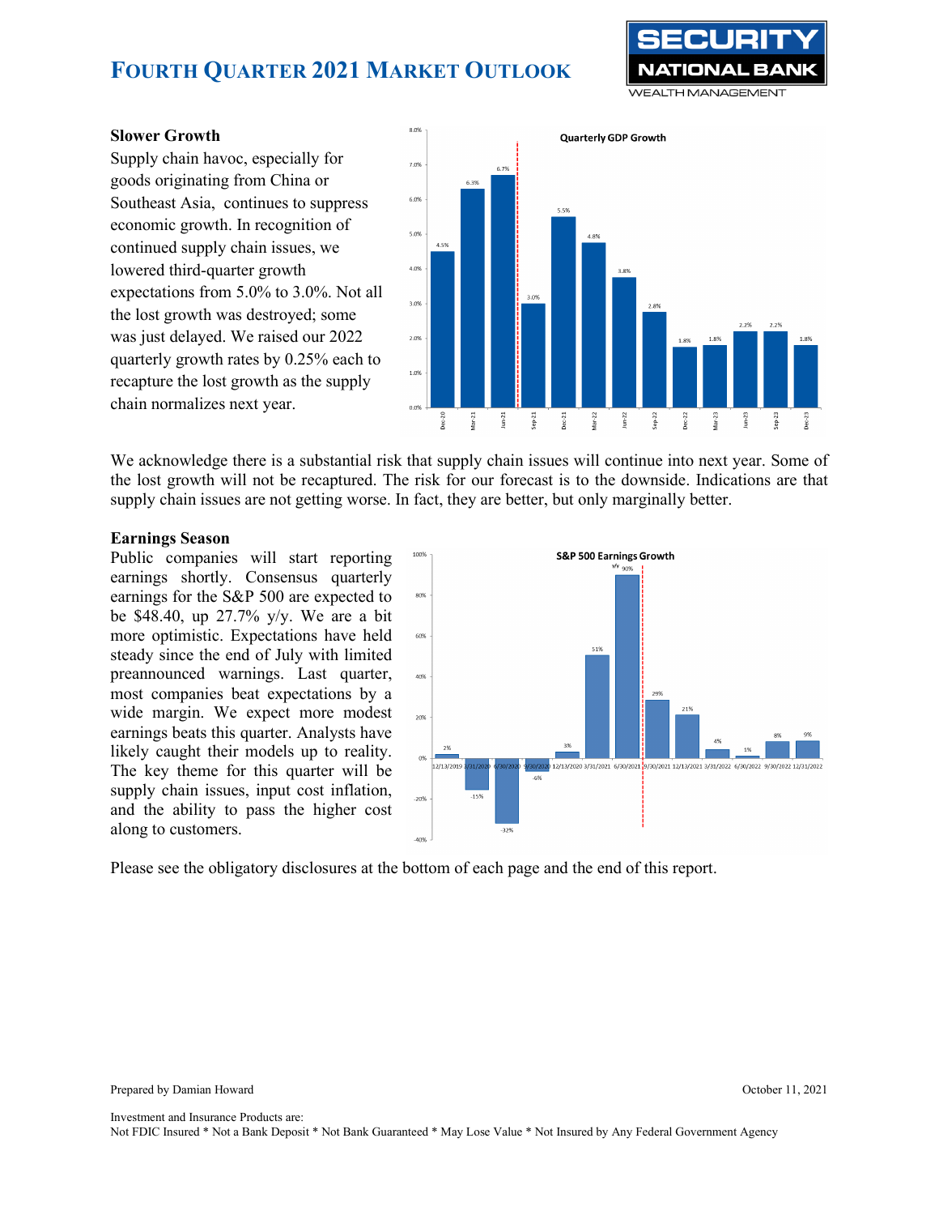## Slower Growth

Supply chain havoc, especially for goods originating from China or Southeast Asia, continues to suppress economic growth. In recognition of continued supply chain issues, we lowered third-quarter growth expectations from 5.0% to 3.0%. Not all the lost growth was destroyed; some was just delayed. We raised our 2022 quarterly growth rates by 0.25% each to recapture the lost growth as the supply chain normalizes next year.

We acknowledge there is a substantial risk that supply chain issues will continue into next year. Some of the lost growth will not be recaptured. The risk for our forecast is to the downside. Indications are that supply chain issues are not getting worse. In fact, they are better, but only marginally better.

## Earnings Season

Public companies will start reporting earnings shortly. Consensus quarterly earnings for the S&P 500 are expected to be $48.40, up 27.7% y/y. We are a bit more optimistic. Expectations have held steady since the end of July with limited preannounced warnings. Last quarter, most companies beat expectations by a wide margin. We expect more modest earnings beats this quarter. Analysts have likely caught their models up to reality. The key theme for this quarter will be supply chain issues, input cost inflation, and the ability to pass the higher cost along to customers.

Please see the obligatory disclosures at the bottom of each page and the end of this report.

Prepared by Damian Howard

October 11, 2021

Investment and Insurance Products are:
Not FDIC Insured * Not a Bank Deposit * Not Bank Guaranteed * May Lose Value * Not Insured by Any Federal Government Agency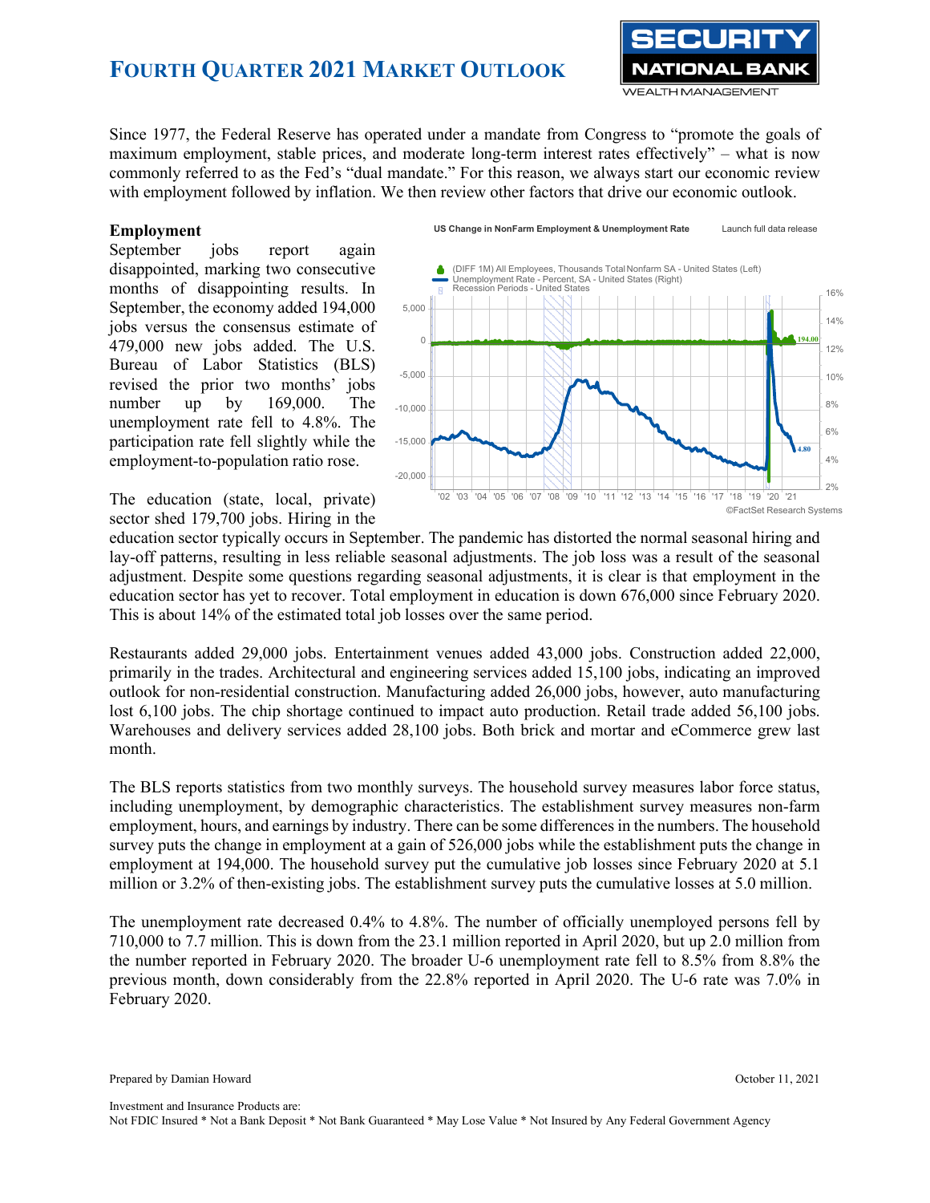Since 1977, the Federal Reserve has operated under a mandate from Congress to "promote the goals of maximum employment, stable prices, and moderate long-term interest rates effectively" – what is now commonly referred to as the Fed's "dual mandate." For this reason, we always start our economic review with employment followed by inflation. We then review other factors that drive our economic outlook.

### Employment

September jobs report again disappointed, marking two consecutive months of disappointing results. In September, the economy added 194,000 jobs versus the consensus estimate of 479,000 new jobs added. The U.S. Bureau of Labor Statistics (BLS) revised the prior two months' jobs number up by 169,000. The unemployment rate fell to 4.8%. The participation rate fell slightly while the employment-to-population ratio rose.

US Change in NonFarm Employment & Unemployment Rate — Launch full data release

(DIFF 1M) All Employees, Thousands Total Nonfarm SA - United States (Left)
Unemployment Rate - Percent, SA - United States (Right)
Recession Periods - United States

©FactSet Research Systems

The education (state, local, private) sector shed 179,700 jobs. Hiring in the education sector typically occurs in September. The pandemic has distorted the normal seasonal hiring and lay-off patterns, resulting in less reliable seasonal adjustments. The job loss was a result of the seasonal adjustment. Despite some questions regarding seasonal adjustments, it is clear is that employment in the education sector has yet to recover. Total employment in education is down 676,000 since February 2020. This is about 14% of the estimated total job losses over the same period.

Restaurants added 29,000 jobs. Entertainment venues added 43,000 jobs. Construction added 22,000, primarily in the trades. Architectural and engineering services added 15,100 jobs, indicating an improved outlook for non-residential construction. Manufacturing added 26,000 jobs, however, auto manufacturing lost 6,100 jobs. The chip shortage continued to impact auto production. Retail trade added 56,100 jobs. Warehouses and delivery services added 28,100 jobs. Both brick and mortar and eCommerce grew last month.

The BLS reports statistics from two monthly surveys. The household survey measures labor force status, including unemployment, by demographic characteristics. The establishment survey measures non-farm employment, hours, and earnings by industry. There can be some differences in the numbers. The household survey puts the change in employment at a gain of 526,000 jobs while the establishment puts the change in employment at 194,000. The household survey put the cumulative job losses since February 2020 at 5.1 million or 3.2% of then-existing jobs. The establishment survey puts the cumulative losses at 5.0 million.

The unemployment rate decreased 0.4% to 4.8%. The number of officially unemployed persons fell by 710,000 to 7.7 million. This is down from the 23.1 million reported in April 2020, but up 2.0 million from the number reported in February 2020. The broader U-6 unemployment rate fell to 8.5% from 8.8% the previous month, down considerably from the 22.8% reported in April 2020. The U-6 rate was 7.0% in February 2020.

Prepared by Damian Howard — October 11, 2021

Investment and Insurance Products are:
Not FDIC Insured * Not a Bank Deposit * Not Bank Guaranteed * May Lose Value * Not Insured by Any Federal Government Agency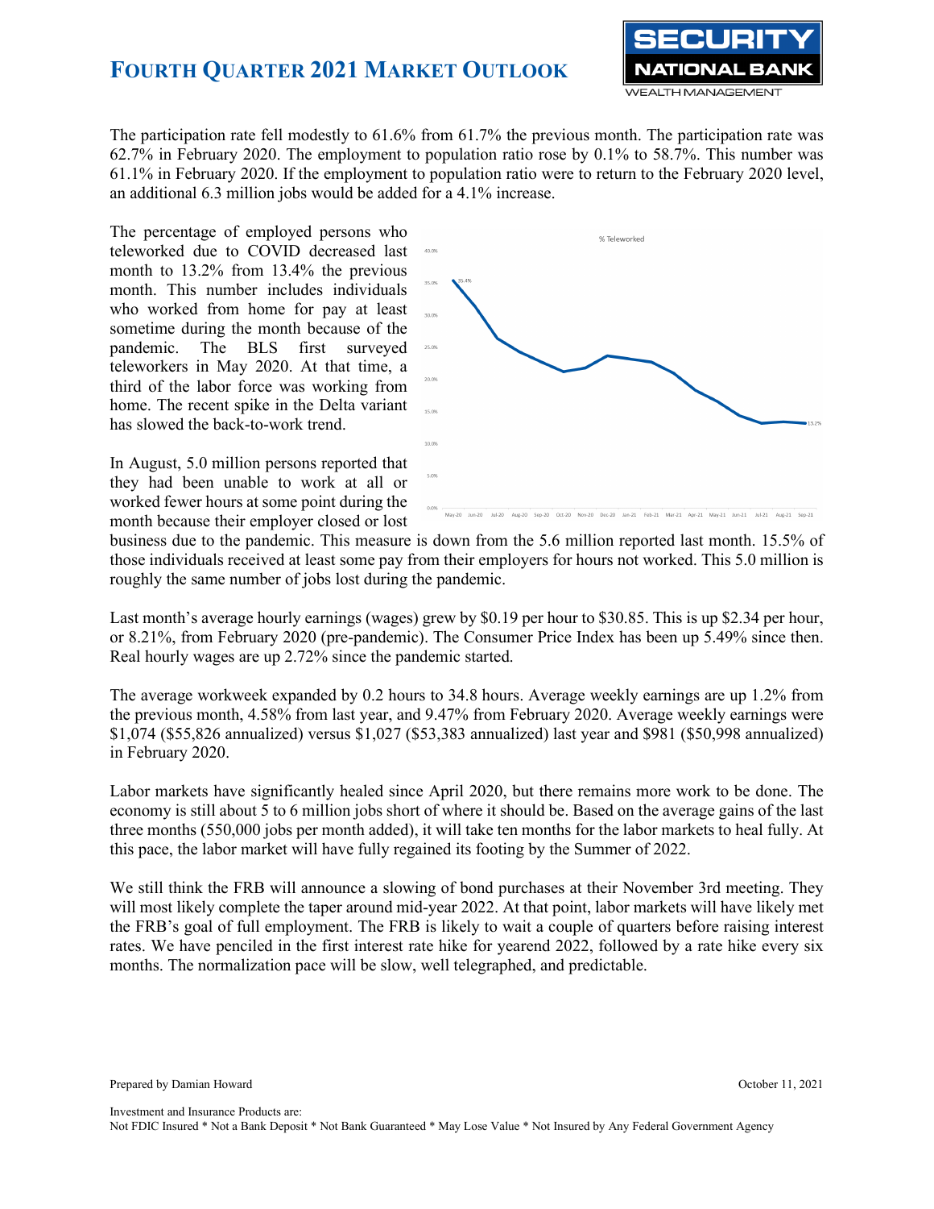The participation rate fell modestly to 61.6% from 61.7% the previous month. The participation rate was 62.7% in February 2020. The employment to population ratio rose by 0.1% to 58.7%. This number was 61.1% in February 2020. If the employment to population ratio were to return to the February 2020 level, an additional 6.3 million jobs would be added for a 4.1% increase.

The percentage of employed persons who teleworked due to COVID decreased last month to 13.2% from 13.4% the previous month. This number includes individuals who worked from home for pay at least sometime during the month because of the pandemic. The BLS first surveyed teleworkers in May 2020. At that time, a third of the labor force was working from home. The recent spike in the Delta variant has slowed the back-to-work trend.

In August, 5.0 million persons reported that they had been unable to work at all or worked fewer hours at some point during the month because their employer closed or lost business due to the pandemic. This measure is down from the 5.6 million reported last month. 15.5% of those individuals received at least some pay from their employers for hours not worked. This 5.0 million is roughly the same number of jobs lost during the pandemic.

Last month's average hourly earnings (wages) grew by $0.19 per hour to $30.85. This is up $2.34 per hour, or 8.21%, from February 2020 (pre-pandemic). The Consumer Price Index has been up 5.49% since then. Real hourly wages are up 2.72% since the pandemic started.

The average workweek expanded by 0.2 hours to 34.8 hours. Average weekly earnings are up 1.2% from the previous month, 4.58% from last year, and 9.47% from February 2020. Average weekly earnings were $1,074 ($55,826 annualized) versus $1,027 ($53,383 annualized) last year and $981 ($50,998 annualized) in February 2020.

Labor markets have significantly healed since April 2020, but there remains more work to be done. The economy is still about 5 to 6 million jobs short of where it should be. Based on the average gains of the last three months (550,000 jobs per month added), it will take ten months for the labor markets to heal fully. At this pace, the labor market will have fully regained its footing by the Summer of 2022.

We still think the FRB will announce a slowing of bond purchases at their November 3rd meeting. They will most likely complete the taper around mid-year 2022. At that point, labor markets will have likely met the FRB's goal of full employment. The FRB is likely to wait a couple of quarters before raising interest rates. We have penciled in the first interest rate hike for yearend 2022, followed by a rate hike every six months. The normalization pace will be slow, well telegraphed, and predictable.

Prepared by Damian Howard

October 11, 2021

Investment and Insurance Products are:
Not FDIC Insured * Not a Bank Deposit * Not Bank Guaranteed * May Lose Value * Not Insured by Any Federal Government Agency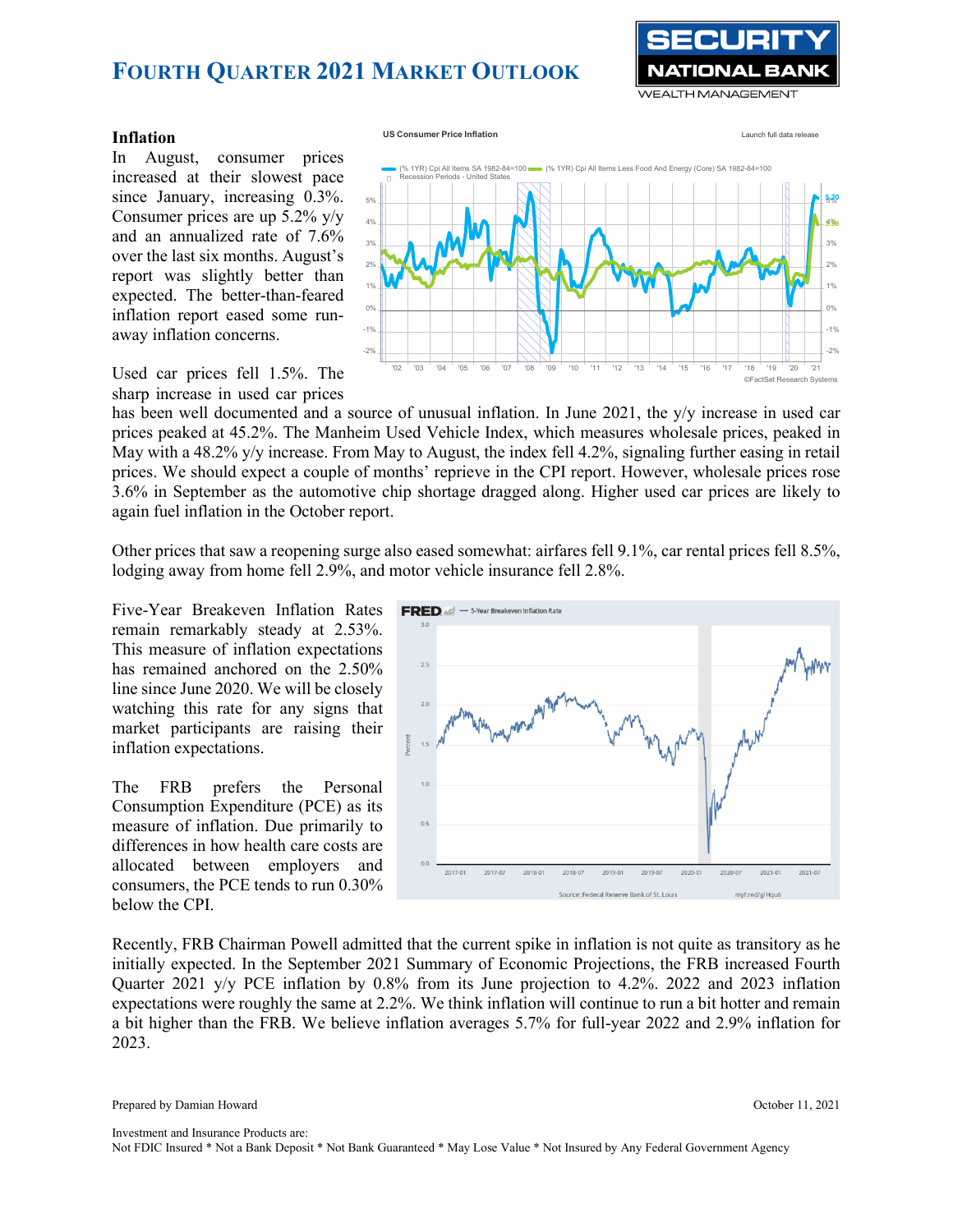# FOURTH QUARTER 2021 MARKET OUTLOOK

### Inflation

In August, consumer prices increased at their slowest pace since January, increasing 0.3%. Consumer prices are up 5.2% y/y and an annualized rate of 7.6% over the last six months. August's report was slightly better than expected. The better-than-feared inflation report eased some run-away inflation concerns.

Used car prices fell 1.5%. The sharp increase in used car prices has been well documented and a source of unusual inflation. In June 2021, the y/y increase in used car prices peaked at 45.2%. The Manheim Used Vehicle Index, which measures wholesale prices, peaked in May with a 48.2% y/y increase. From May to August, the index fell 4.2%, signaling further easing in retail prices. We should expect a couple of months' reprieve in the CPI report. However, wholesale prices rose 3.6% in September as the automotive chip shortage dragged along. Higher used car prices are likely to again fuel inflation in the October report.

Other prices that saw a reopening surge also eased somewhat: airfares fell 9.1%, car rental prices fell 8.5%, lodging away from home fell 2.9%, and motor vehicle insurance fell 2.8%.

Five-Year Breakeven Inflation Rates remain remarkably steady at 2.53%. This measure of inflation expectations has remained anchored on the 2.50% line since June 2020. We will be closely watching this rate for any signs that market participants are raising their inflation expectations.

The FRB prefers the Personal Consumption Expenditure (PCE) as its measure of inflation. Due primarily to differences in how health care costs are allocated between employers and consumers, the PCE tends to run 0.30% below the CPI.

Recently, FRB Chairman Powell admitted that the current spike in inflation is not quite as transitory as he initially expected. In the September 2021 Summary of Economic Projections, the FRB increased Fourth Quarter 2021 y/y PCE inflation by 0.8% from its June projection to 4.2%. 2022 and 2023 inflation expectations were roughly the same at 2.2%. We think inflation will continue to run a bit hotter and remain a bit higher than the FRB. We believe inflation averages 5.7% for full-year 2022 and 2.9% inflation for 2023.

Prepared by Damian Howard

October 11, 2021

Investment and Insurance Products are:
Not FDIC Insured * Not a Bank Deposit * Not Bank Guaranteed * May Lose Value * Not Insured by Any Federal Government Agency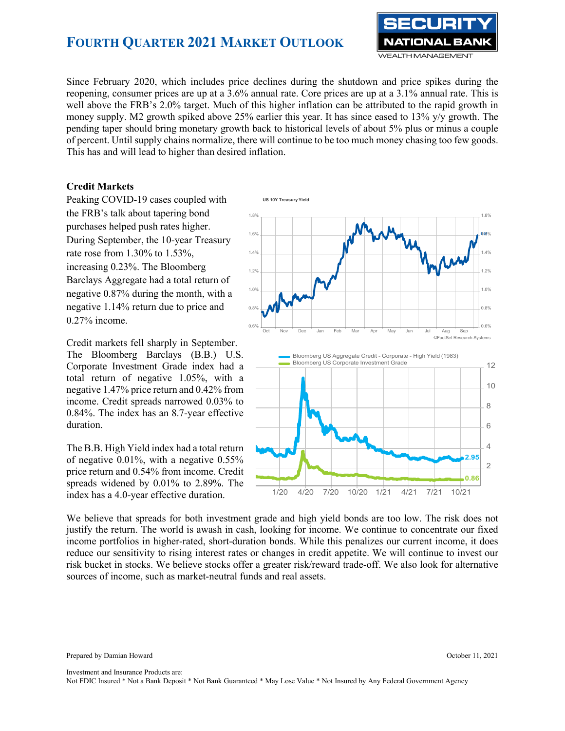Since February 2020, which includes price declines during the shutdown and price spikes during the reopening, consumer prices are up at a 3.6% annual rate. Core prices are up at a 3.1% annual rate. This is well above the FRB's 2.0% target. Much of this higher inflation can be attributed to the rapid growth in money supply. M2 growth spiked above 25% earlier this year. It has since eased to 13% y/y growth. The pending taper should bring monetary growth back to historical levels of about 5% plus or minus a couple of percent. Until supply chains normalize, there will continue to be too much money chasing too few goods. This has and will lead to higher than desired inflation.

**Credit Markets**

Peaking COVID-19 cases coupled with the FRB's talk about tapering bond purchases helped push rates higher. During September, the 10-year Treasury rate rose from 1.30% to 1.53%, increasing 0.23%. The Bloomberg Barclays Aggregate had a total return of negative 0.87% during the month, with a negative 1.14% return due to price and 0.27% income.

Credit markets fell sharply in September. The Bloomberg Barclays (B.B.) U.S. Corporate Investment Grade index had a total return of negative 1.05%, with a negative 1.47% price return and 0.42% from income. Credit spreads narrowed 0.03% to 0.84%. The index has an 8.7-year effective duration.

The B.B. High Yield index had a total return of negative 0.01%, with a negative 0.55% price return and 0.54% from income. Credit spreads widened by 0.01% to 2.89%. The index has a 4.0-year effective duration.

We believe that spreads for both investment grade and high yield bonds are too low. The risk does not justify the return. The world is awash in cash, looking for income. We continue to concentrate our fixed income portfolios in higher-rated, short-duration bonds. While this penalizes our current income, it does reduce our sensitivity to rising interest rates or changes in credit appetite. We will continue to invest our risk bucket in stocks. We believe stocks offer a greater risk/reward trade-off. We also look for alternative sources of income, such as market-neutral funds and real assets.

Prepared by Damian Howard

October 11, 2021

Investment and Insurance Products are:
Not FDIC Insured * Not a Bank Deposit * Not Bank Guaranteed * May Lose Value * Not Insured by Any Federal Government Agency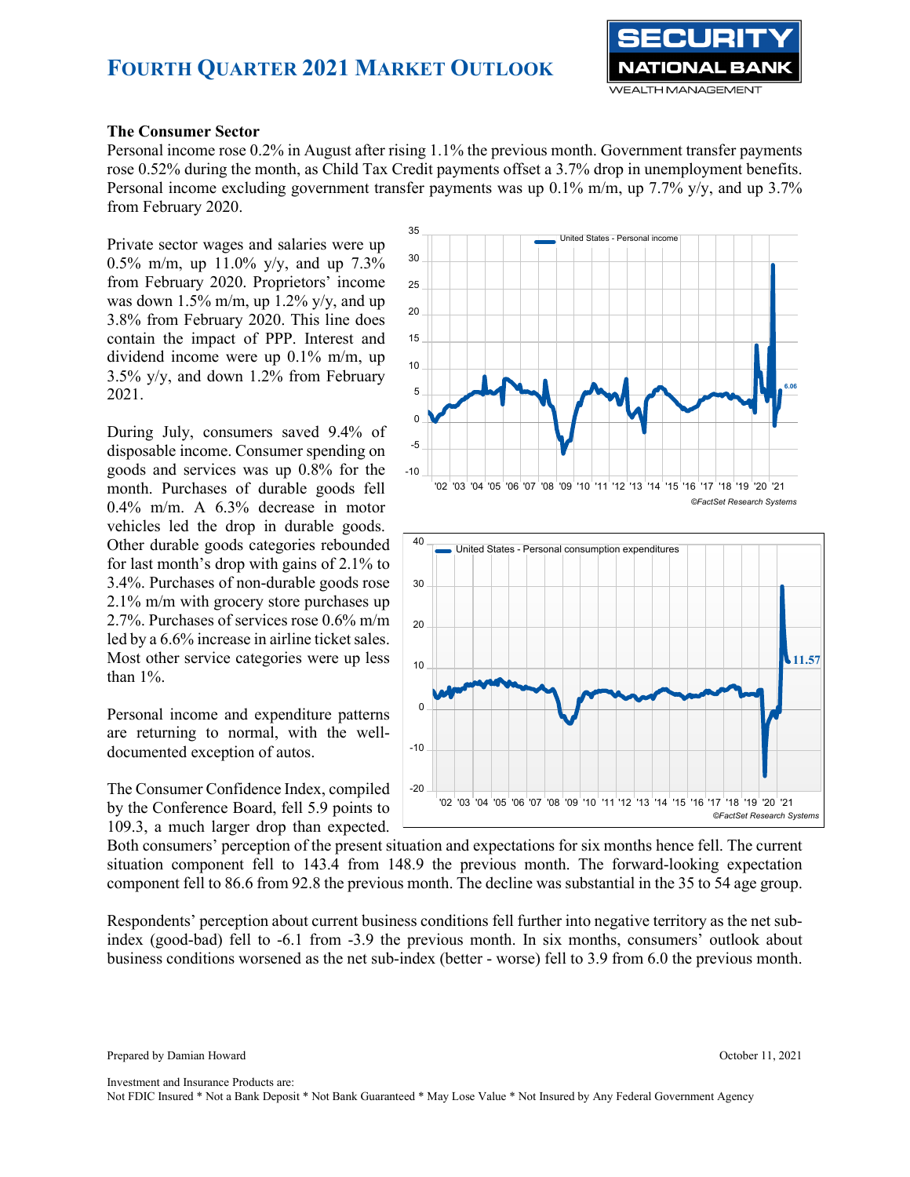## The Consumer Sector

Personal income rose 0.2% in August after rising 1.1% the previous month. Government transfer payments rose 0.52% during the month, as Child Tax Credit payments offset a 3.7% drop in unemployment benefits. Personal income excluding government transfer payments was up 0.1% m/m, up 7.7% y/y, and up 3.7% from February 2020.

Private sector wages and salaries were up 0.5% m/m, up 11.0% y/y, and up 7.3% from February 2020. Proprietors' income was down 1.5% m/m, up 1.2% y/y, and up 3.8% from February 2020. This line does contain the impact of PPP. Interest and dividend income were up 0.1% m/m, up 3.5% y/y, and down 1.2% from February 2021.

During July, consumers saved 9.4% of disposable income. Consumer spending on goods and services was up 0.8% for the month. Purchases of durable goods fell 0.4% m/m. A 6.3% decrease in motor vehicles led the drop in durable goods. Other durable goods categories rebounded for last month's drop with gains of 2.1% to 3.4%. Purchases of non-durable goods rose 2.1% m/m with grocery store purchases up 2.7%. Purchases of services rose 0.6% m/m led by a 6.6% increase in airline ticket sales. Most other service categories were up less than 1%.

Personal income and expenditure patterns are returning to normal, with the well-documented exception of autos.

The Consumer Confidence Index, compiled by the Conference Board, fell 5.9 points to 109.3, a much larger drop than expected. Both consumers' perception of the present situation and expectations for six months hence fell. The current situation component fell to 143.4 from 148.9 the previous month. The forward-looking expectation component fell to 86.6 from 92.8 the previous month. The decline was substantial in the 35 to 54 age group.

Respondents' perception about current business conditions fell further into negative territory as the net sub-index (good-bad) fell to -6.1 from -3.9 the previous month. In six months, consumers' outlook about business conditions worsened as the net sub-index (better - worse) fell to 3.9 from 6.0 the previous month.

Prepared by Damian Howard

October 11, 2021

Investment and Insurance Products are:
Not FDIC Insured * Not a Bank Deposit * Not Bank Guaranteed * May Lose Value * Not Insured by Any Federal Government Agency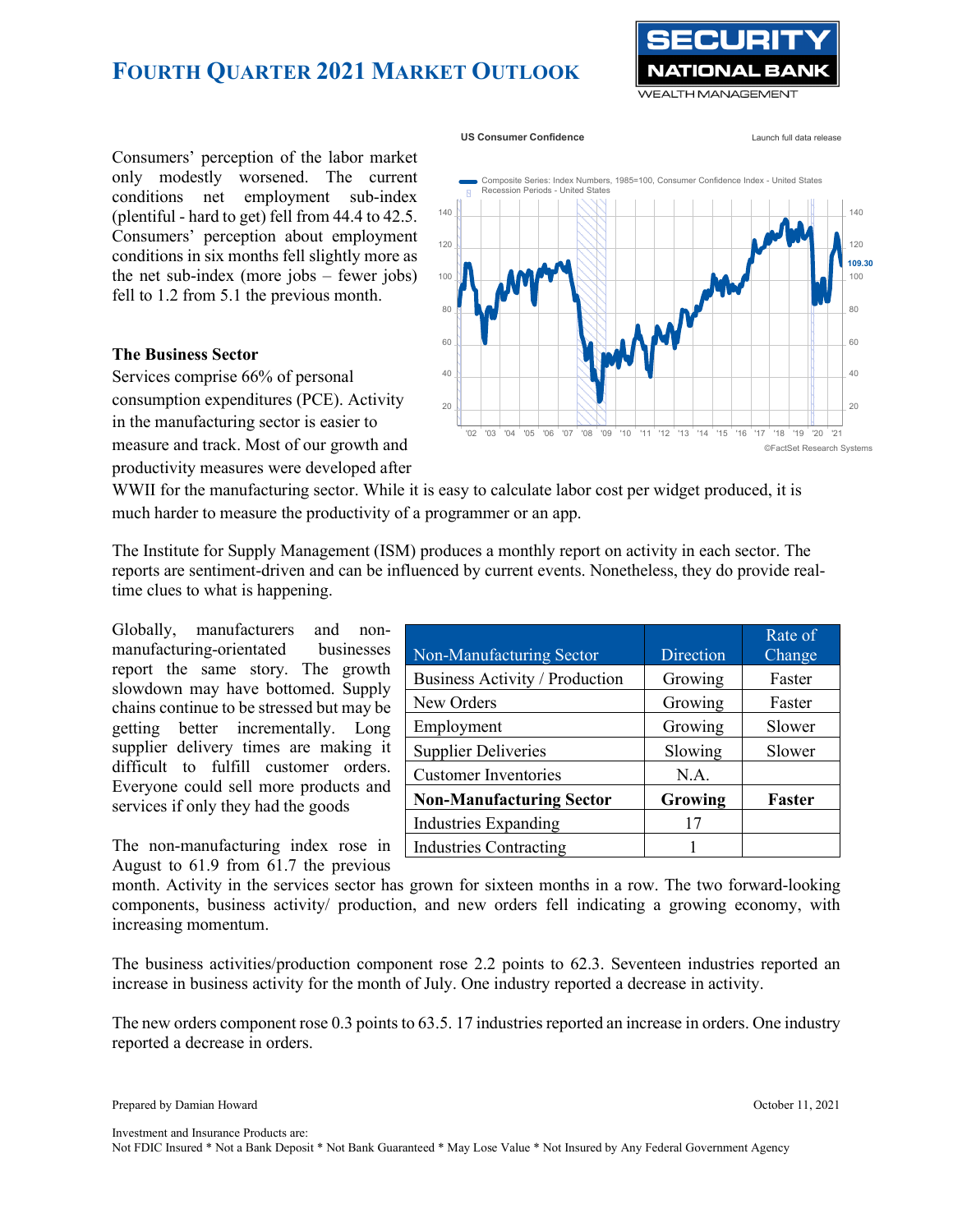Consumers' perception of the labor market only modestly worsened. The current conditions net employment sub-index (plentiful - hard to get) fell from 44.4 to 42.5. Consumers' perception about employment conditions in six months fell slightly more as the net sub-index (more jobs – fewer jobs) fell to 1.2 from 5.1 the previous month.

### The Business Sector

Services comprise 66% of personal consumption expenditures (PCE). Activity in the manufacturing sector is easier to measure and track. Most of our growth and productivity measures were developed after WWII for the manufacturing sector. While it is easy to calculate labor cost per widget produced, it is much harder to measure the productivity of a programmer or an app.

The Institute for Supply Management (ISM) produces a monthly report on activity in each sector. The reports are sentiment-driven and can be influenced by current events. Nonetheless, they do provide real-time clues to what is happening.

Globally, manufacturers and non-manufacturing-orientated businesses report the same story. The growth slowdown may have bottomed. Supply chains continue to be stressed but may be getting better incrementally. Long supplier delivery times are making it difficult to fulfill customer orders. Everyone could sell more products and services if only they had the goods

| Non-Manufacturing Sector | Direction | Rate of Change |
|---|---|---|
| Business Activity / Production | Growing | Faster |
| New Orders | Growing | Faster |
| Employment | Growing | Slower |
| Supplier Deliveries | Slowing | Slower |
| Customer Inventories | N.A. | |
| **Non-Manufacturing Sector** | **Growing** | **Faster** |
| Industries Expanding | 17 | |
| Industries Contracting | 1 | |

The non-manufacturing index rose in August to 61.9 from 61.7 the previous month. Activity in the services sector has grown for sixteen months in a row. The two forward-looking components, business activity/ production, and new orders fell indicating a growing economy, with increasing momentum.

The business activities/production component rose 2.2 points to 62.3. Seventeen industries reported an increase in business activity for the month of July. One industry reported a decrease in activity.

The new orders component rose 0.3 points to 63.5. 17 industries reported an increase in orders. One industry reported a decrease in orders.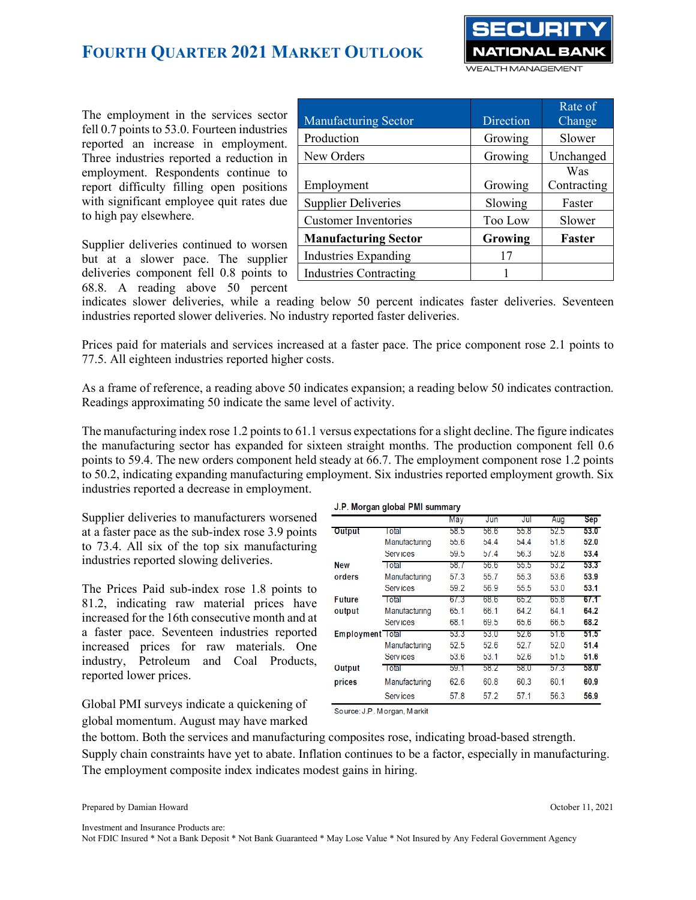The employment in the services sector fell 0.7 points to 53.0. Fourteen industries reported an increase in employment. Three industries reported a reduction in employment. Respondents continue to report difficulty filling open positions with significant employee quit rates due to high pay elsewhere.

| Manufacturing Sector | Direction | Rate of Change |
|---|---|---|
| Production | Growing | Slower |
| New Orders | Growing | Unchanged |
| Employment | Growing | Was Contracting |
| Supplier Deliveries | Slowing | Faster |
| Customer Inventories | Too Low | Slower |
| **Manufacturing Sector** | **Growing** | **Faster** |
| Industries Expanding | 17 | |
| Industries Contracting | 1 | |

Supplier deliveries continued to worsen but at a slower pace. The supplier deliveries component fell 0.8 points to 68.8. A reading above 50 percent indicates slower deliveries, while a reading below 50 percent indicates faster deliveries. Seventeen industries reported slower deliveries. No industry reported faster deliveries.

Prices paid for materials and services increased at a faster pace. The price component rose 2.1 points to 77.5. All eighteen industries reported higher costs.

As a frame of reference, a reading above 50 indicates expansion; a reading below 50 indicates contraction. Readings approximating 50 indicate the same level of activity.

The manufacturing index rose 1.2 points to 61.1 versus expectations for a slight decline. The figure indicates the manufacturing sector has expanded for sixteen straight months. The production component fell 0.6 points to 59.4. The new orders component held steady at 66.7. The employment component rose 1.2 points to 50.2, indicating expanding manufacturing employment. Six industries reported employment growth. Six industries reported a decrease in employment.

Supplier deliveries to manufacturers worsened at a faster pace as the sub-index rose 3.9 points to 73.4. All six of the top six manufacturing industries reported slowing deliveries.

The Prices Paid sub-index rose 1.8 points to 81.2, indicating raw material prices have increased for the 16th consecutive month and at a faster pace. Seventeen industries reported increased prices for raw materials. One industry, Petroleum and Coal Products, reported lower prices.

**J.P. Morgan global PMI summary**

| | | May | Jun | Jul | Aug | Sep |
|---|---|---|---|---|---|---|
| **Output** | Total | 58.5 | 56.6 | 55.8 | 52.5 | **53.0** |
| | Manufacturing | 55.6 | 54.4 | 54.4 | 51.8 | **52.0** |
| | Services | 59.5 | 57.4 | 56.3 | 52.8 | **53.4** |
| **New orders** | Total | 58.7 | 56.6 | 55.5 | 53.2 | **53.3** |
| | Manufacturing | 57.3 | 55.7 | 55.3 | 53.6 | **53.9** |
| | Services | 59.2 | 56.9 | 55.5 | 53.0 | **53.1** |
| **Future output** | Total | 67.3 | 68.6 | 65.2 | 65.8 | **67.1** |
| | Manufacturing | 65.1 | 66.1 | 64.2 | 64.1 | **64.2** |
| | Services | 68.1 | 69.5 | 65.6 | 66.5 | **68.2** |
| **Employment** | Total | 53.3 | 53.0 | 52.6 | 51.6 | **51.5** |
| | Manufacturing | 52.5 | 52.6 | 52.7 | 52.0 | **51.4** |
| | Services | 53.6 | 53.1 | 52.6 | 51.5 | **51.6** |
| **Output prices** | Total | 59.1 | 58.2 | 58.0 | 57.3 | **58.0** |
| | Manufacturing | 62.6 | 60.8 | 60.3 | 60.1 | **60.9** |
| | Services | 57.8 | 57.2 | 57.1 | 56.3 | **56.9** |

Source: J.P. Morgan, Markit

Global PMI surveys indicate a quickening of global momentum. August may have marked the bottom. Both the services and manufacturing composites rose, indicating broad-based strength. Supply chain constraints have yet to abate. Inflation continues to be a factor, especially in manufacturing. The employment composite index indicates modest gains in hiring.

Prepared by Damian Howard

October 11, 2021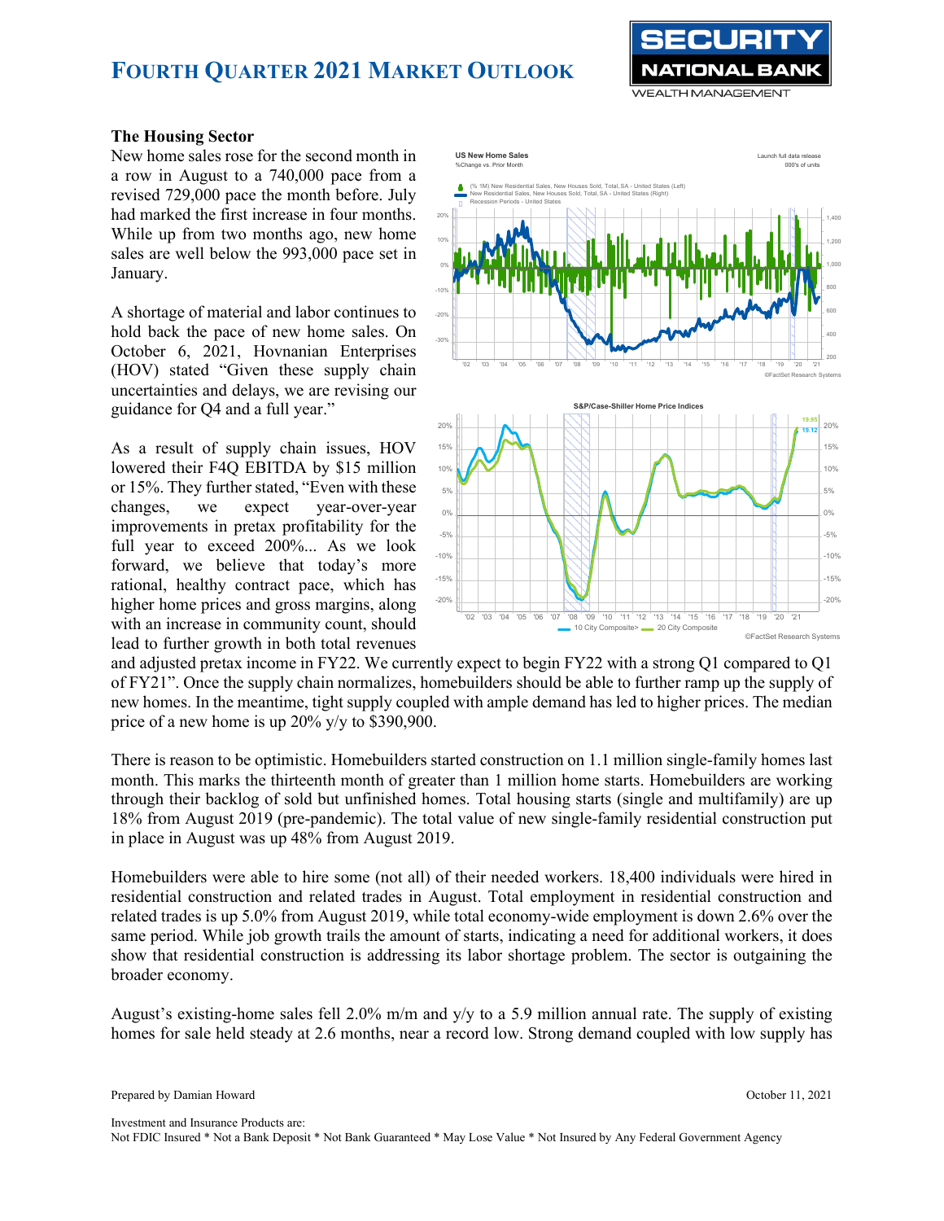## The Housing Sector

New home sales rose for the second month in a row in August to a 740,000 pace from a revised 729,000 pace the month before. July had marked the first increase in four months. While up from two months ago, new home sales are well below the 993,000 pace set in January.

A shortage of material and labor continues to hold back the pace of new home sales. On October 6, 2021, Hovnanian Enterprises (HOV) stated "Given these supply chain uncertainties and delays, we are revising our guidance for Q4 and a full year."

As a result of supply chain issues, HOV lowered their F4Q EBITDA by $15 million or 15%. They further stated, "Even with these changes, we expect year-over-year improvements in pretax profitability for the full year to exceed 200%... As we look forward, we believe that today's more rational, healthy contract pace, which has higher home prices and gross margins, along with an increase in community count, should lead to further growth in both total revenues and adjusted pretax income in FY22. We currently expect to begin FY22 with a strong Q1 compared to Q1 of FY21". Once the supply chain normalizes, homebuilders should be able to further ramp up the supply of new homes. In the meantime, tight supply coupled with ample demand has led to higher prices. The median price of a new home is up 20% y/y to $390,900.

There is reason to be optimistic. Homebuilders started construction on 1.1 million single-family homes last month. This marks the thirteenth month of greater than 1 million home starts. Homebuilders are working through their backlog of sold but unfinished homes. Total housing starts (single and multifamily) are up 18% from August 2019 (pre-pandemic). The total value of new single-family residential construction put in place in August was up 48% from August 2019.

Homebuilders were able to hire some (not all) of their needed workers. 18,400 individuals were hired in residential construction and related trades in August. Total employment in residential construction and related trades is up 5.0% from August 2019, while total economy-wide employment is down 2.6% over the same period. While job growth trails the amount of starts, indicating a need for additional workers, it does show that residential construction is addressing its labor shortage problem. The sector is outgaining the broader economy.

August's existing-home sales fell 2.0% m/m and y/y to a 5.9 million annual rate. The supply of existing homes for sale held steady at 2.6 months, near a record low. Strong demand coupled with low supply has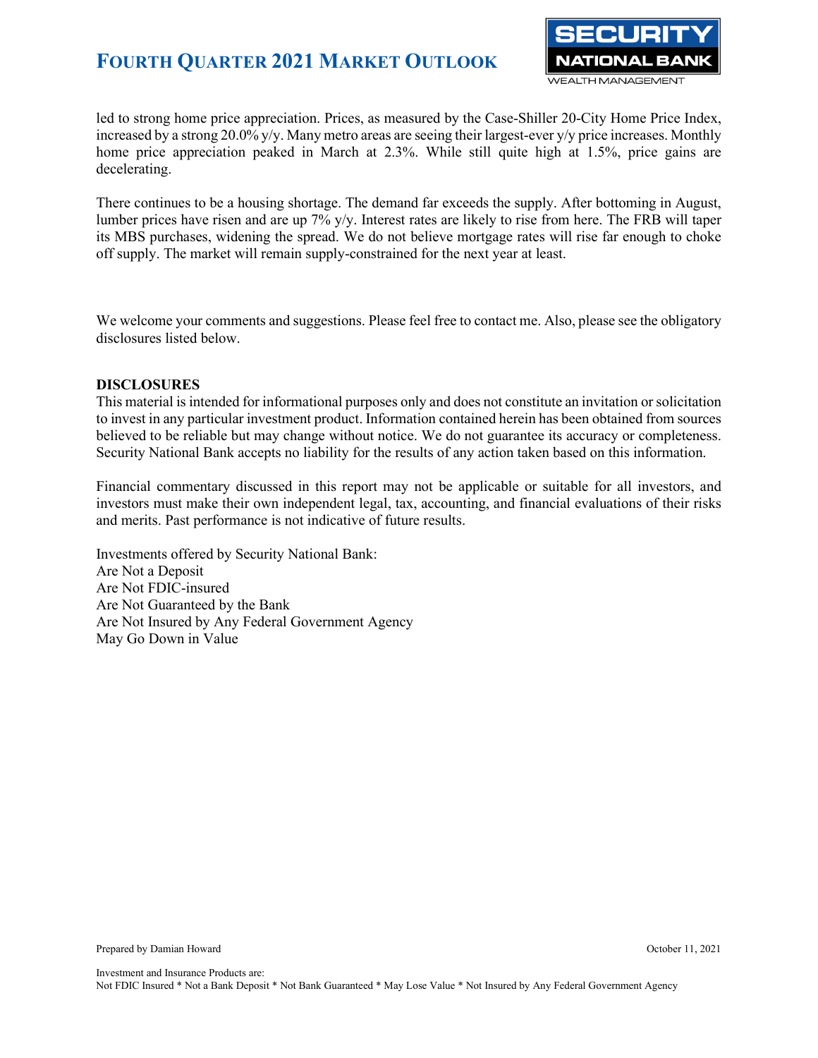led to strong home price appreciation. Prices, as measured by the Case-Shiller 20-City Home Price Index, increased by a strong 20.0% y/y. Many metro areas are seeing their largest-ever y/y price increases. Monthly home price appreciation peaked in March at 2.3%. While still quite high at 1.5%, price gains are decelerating.

There continues to be a housing shortage. The demand far exceeds the supply. After bottoming in August, lumber prices have risen and are up 7% y/y. Interest rates are likely to rise from here. The FRB will taper its MBS purchases, widening the spread. We do not believe mortgage rates will rise far enough to choke off supply. The market will remain supply-constrained for the next year at least.

We welcome your comments and suggestions. Please feel free to contact me. Also, please see the obligatory disclosures listed below.

**DISCLOSURES**

This material is intended for informational purposes only and does not constitute an invitation or solicitation to invest in any particular investment product. Information contained herein has been obtained from sources believed to be reliable but may change without notice. We do not guarantee its accuracy or completeness. Security National Bank accepts no liability for the results of any action taken based on this information.

Financial commentary discussed in this report may not be applicable or suitable for all investors, and investors must make their own independent legal, tax, accounting, and financial evaluations of their risks and merits. Past performance is not indicative of future results.

Investments offered by Security National Bank:
Are Not a Deposit
Are Not FDIC-insured
Are Not Guaranteed by the Bank
Are Not Insured by Any Federal Government Agency
May Go Down in Value

Prepared by Damian Howard

October 11, 2021